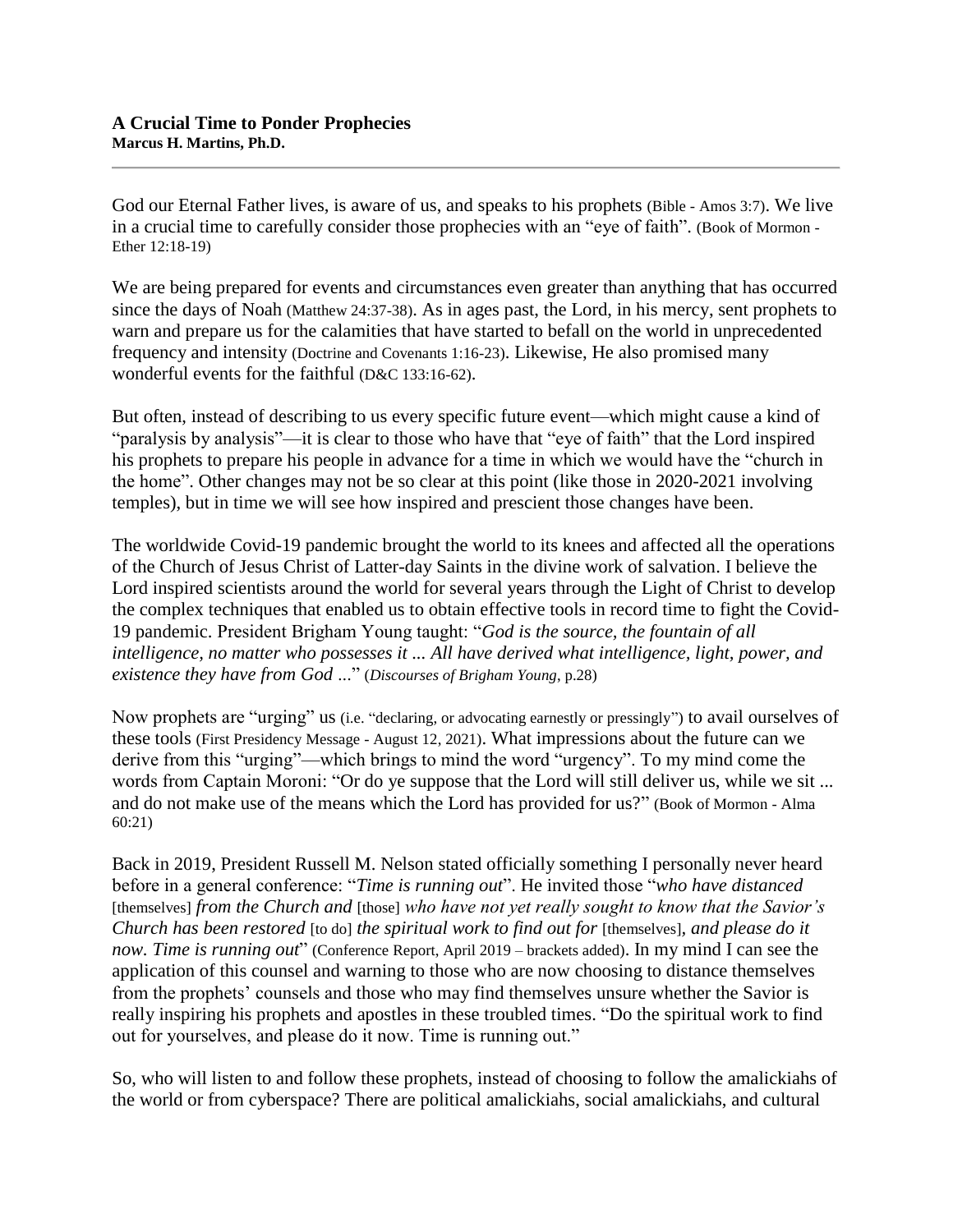**A Crucial Time to Ponder Prophecies**
**Marcus H. Martins, Ph.D.**

---

God our Eternal Father lives, is aware of us, and speaks to his prophets (Bible - Amos 3:7). We live in a crucial time to carefully consider those prophecies with an "eye of faith". (Book of Mormon - Ether 12:18-19)

We are being prepared for events and circumstances even greater than anything that has occurred since the days of Noah (Matthew 24:37-38). As in ages past, the Lord, in his mercy, sent prophets to warn and prepare us for the calamities that have started to befall on the world in unprecedented frequency and intensity (Doctrine and Covenants 1:16-23). Likewise, He also promised many wonderful events for the faithful (D&C 133:16-62).

But often, instead of describing to us every specific future event—which might cause a kind of "paralysis by analysis"—it is clear to those who have that "eye of faith" that the Lord inspired his prophets to prepare his people in advance for a time in which we would have the "church in the home". Other changes may not be so clear at this point (like those in 2020-2021 involving temples), but in time we will see how inspired and prescient those changes have been.

The worldwide Covid-19 pandemic brought the world to its knees and affected all the operations of the Church of Jesus Christ of Latter-day Saints in the divine work of salvation. I believe the Lord inspired scientists around the world for several years through the Light of Christ to develop the complex techniques that enabled us to obtain effective tools in record time to fight the Covid-19 pandemic. President Brigham Young taught: "*God is the source, the fountain of all intelligence, no matter who possesses it ... All have derived what intelligence, light, power, and existence they have from God ...*" (*Discourses of Brigham Young*, p.28)

Now prophets are "urging" us (i.e. "declaring, or advocating earnestly or pressingly") to avail ourselves of these tools (First Presidency Message - August 12, 2021). What impressions about the future can we derive from this "urging"—which brings to mind the word "urgency". To my mind come the words from Captain Moroni: "Or do ye suppose that the Lord will still deliver us, while we sit ... and do not make use of the means which the Lord has provided for us?" (Book of Mormon - Alma 60:21)

Back in 2019, President Russell M. Nelson stated officially something I personally never heard before in a general conference: "*Time is running out*". He invited those "*who have distanced* [themselves] *from the Church and* [those] *who have not yet really sought to know that the Savior's Church has been restored* [to do] *the spiritual work to find out for* [themselves], *and please do it now. Time is running out*" (Conference Report, April 2019 – brackets added). In my mind I can see the application of this counsel and warning to those who are now choosing to distance themselves from the prophets' counsels and those who may find themselves unsure whether the Savior is really inspiring his prophets and apostles in these troubled times. "Do the spiritual work to find out for yourselves, and please do it now. Time is running out."

So, who will listen to and follow these prophets, instead of choosing to follow the amalickiahs of the world or from cyberspace? There are political amalickiahs, social amalickiahs, and cultural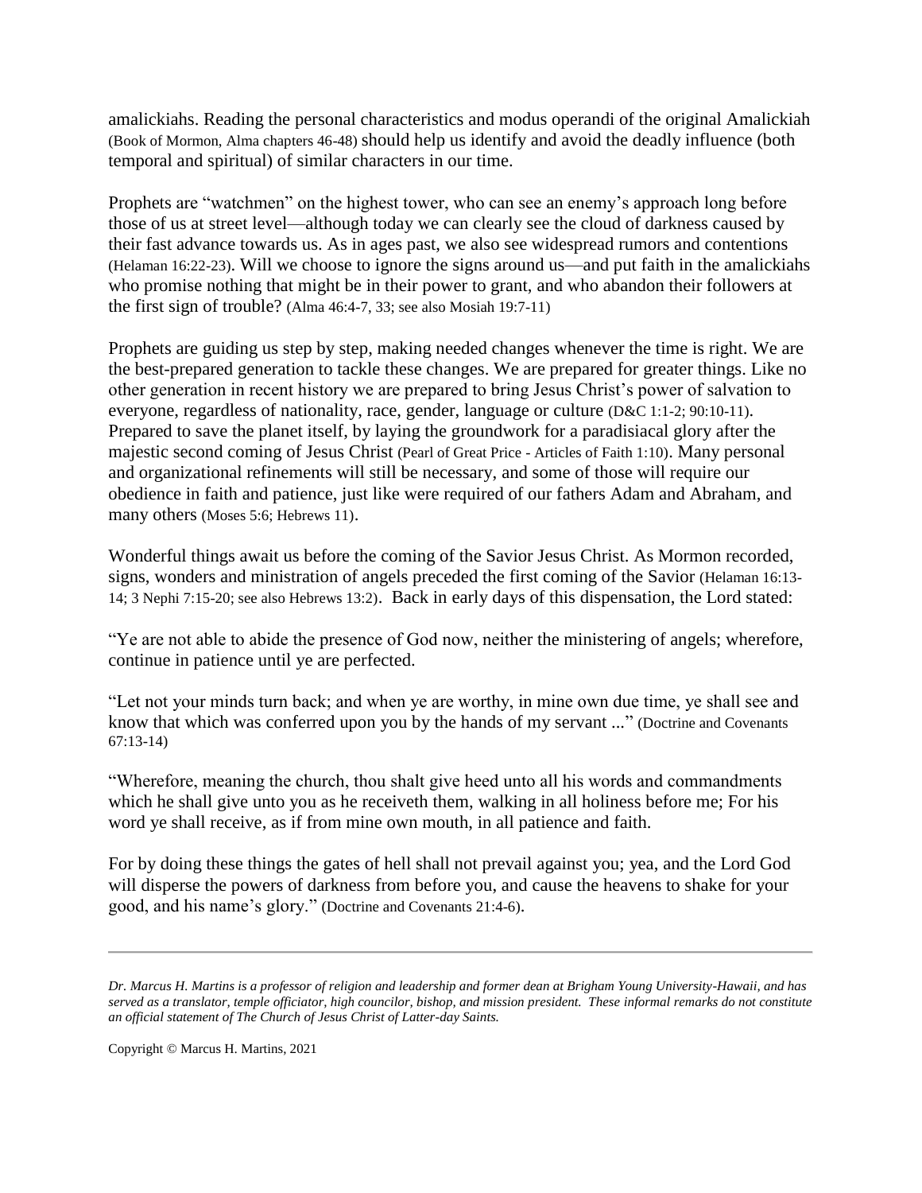amalickiahs. Reading the personal characteristics and modus operandi of the original Amalickiah (Book of Mormon, Alma chapters 46-48) should help us identify and avoid the deadly influence (both temporal and spiritual) of similar characters in our time.

Prophets are "watchmen" on the highest tower, who can see an enemy's approach long before those of us at street level—although today we can clearly see the cloud of darkness caused by their fast advance towards us. As in ages past, we also see widespread rumors and contentions (Helaman 16:22-23). Will we choose to ignore the signs around us—and put faith in the amalickiahs who promise nothing that might be in their power to grant, and who abandon their followers at the first sign of trouble? (Alma 46:4-7, 33; see also Mosiah 19:7-11)

Prophets are guiding us step by step, making needed changes whenever the time is right. We are the best-prepared generation to tackle these changes. We are prepared for greater things. Like no other generation in recent history we are prepared to bring Jesus Christ's power of salvation to everyone, regardless of nationality, race, gender, language or culture (D&C 1:1-2; 90:10-11). Prepared to save the planet itself, by laying the groundwork for a paradisiacal glory after the majestic second coming of Jesus Christ (Pearl of Great Price - Articles of Faith 1:10). Many personal and organizational refinements will still be necessary, and some of those will require our obedience in faith and patience, just like were required of our fathers Adam and Abraham, and many others (Moses 5:6; Hebrews 11).

Wonderful things await us before the coming of the Savior Jesus Christ. As Mormon recorded, signs, wonders and ministration of angels preceded the first coming of the Savior (Helaman 16:13-14; 3 Nephi 7:15-20; see also Hebrews 13:2). Back in early days of this dispensation, the Lord stated:

"Ye are not able to abide the presence of God now, neither the ministering of angels; wherefore, continue in patience until ye are perfected.

"Let not your minds turn back; and when ye are worthy, in mine own due time, ye shall see and know that which was conferred upon you by the hands of my servant ..." (Doctrine and Covenants 67:13-14)

"Wherefore, meaning the church, thou shalt give heed unto all his words and commandments which he shall give unto you as he receiveth them, walking in all holiness before me; For his word ye shall receive, as if from mine own mouth, in all patience and faith.

For by doing these things the gates of hell shall not prevail against you; yea, and the Lord God will disperse the powers of darkness from before you, and cause the heavens to shake for your good, and his name's glory." (Doctrine and Covenants 21:4-6).

---

*Dr. Marcus H. Martins is a professor of religion and leadership and former dean at Brigham Young University-Hawaii, and has served as a translator, temple officiator, high councilor, bishop, and mission president. These informal remarks do not constitute an official statement of The Church of Jesus Christ of Latter-day Saints.*

Copyright © Marcus H. Martins, 2021